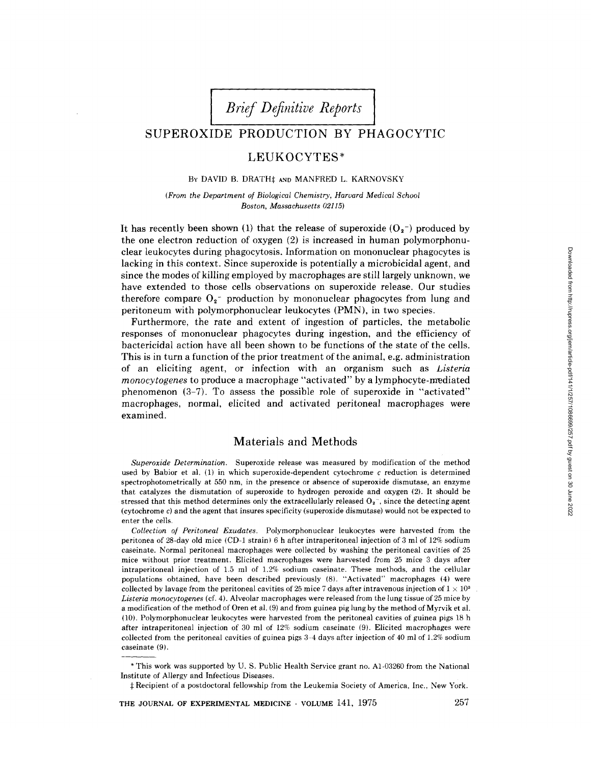*Brief Definitive Reports*

# SUPEROXIDE PRODUCTION BY PHAGOCYTIC LEUKOCYTES*

By DAVID B. DRATH‡ AND MANFRED L. KARNOVSKY

*(From the Department of Biological Chemistry, Harvard Medical School Boston, Massachusetts 02115)*

It has recently been shown (1) that the release of superoxide ($O_2^-$) produced by the one electron reduction of oxygen (2) is increased in human polymorphonuclear leukocytes during phagocytosis. Information on mononuclear phagocytes is lacking in this context. Since superoxide is potentially a microbicidal agent, and since the modes of killing employed by macrophages are still largely unknown, we have extended to those cells observations on superoxide release. Our studies therefore compare $O_2^-$ production by mononuclear phagocytes from lung and peritoneum with polymorphonuclear leukocytes (PMN), in two species.

Furthermore, the rate and extent of ingestion of particles, the metabolic responses of mononuclear phagocytes during ingestion, and the efficiency of bactericidal action have all been shown to be functions of the state of the cells. This is in turn a function of the prior treatment of the animal, e.g. administration of an eliciting agent, or infection with an organism such as *Listeria monocytogenes* to produce a macrophage "activated" by a lymphocyte-mediated phenomenon (3–7). To assess the possible role of superoxide in "activated" macrophages, normal, elicited and activated peritoneal macrophages were examined.

## Materials and Methods

*Superoxide Determination.* Superoxide release was measured by modification of the method used by Babior et al. (1) in which superoxide-dependent cytochrome *c* reduction is determined spectrophotometrically at 550 nm, in the presence or absence of superoxide dismutase, an enzyme that catalyzes the dismutation of superoxide to hydrogen peroxide and oxygen (2). It should be stressed that this method determines only the extracellularly released $O_2^-$, since the detecting agent (cytochrome *c*) and the agent that insures specificity (superoxide dismutase) would not be expected to enter the cells.

*Collection of Peritoneal Exudates.* Polymorphonuclear leukocytes were harvested from the peritonea of 28-day old mice (CD-1 strain) 6 h after intraperitoneal injection of 3 ml of 12% sodium caseinate. Normal peritoneal macrophages were collected by washing the peritoneal cavities of 25 mice without prior treatment. Elicited macrophages were harvested from 25 mice 3 days after intraperitoneal injection of 1.5 ml of 1.2% sodium caseinate. These methods, and the cellular populations obtained, have been described previously (8). "Activated" macrophages (4) were collected by lavage from the peritoneal cavities of 25 mice 7 days after intravenous injection of $1 \times 10^3$ *Listeria monocytogenes* (cf. 4). Alveolar macrophages were released from the lung tissue of 25 mice by a modification of the method of Oren et al. (9) and from guinea pig lung by the method of Myrvik et al. (10). Polymorphonuclear leukocytes were harvested from the peritoneal cavities of guinea pigs 18 h after intraperitoneal injection of 30 ml of 12% sodium caseinate (9). Elicited macrophages were collected from the peritoneal cavities of guinea pigs 3–4 days after injection of 40 ml of 1.2% sodium caseinate (9).

---

* This work was supported by U. S. Public Health Service grant no. AI-03260 from the National Institute of Allergy and Infectious Diseases.

‡ Recipient of a postdoctoral fellowship from the Leukemia Society of America, Inc., New York.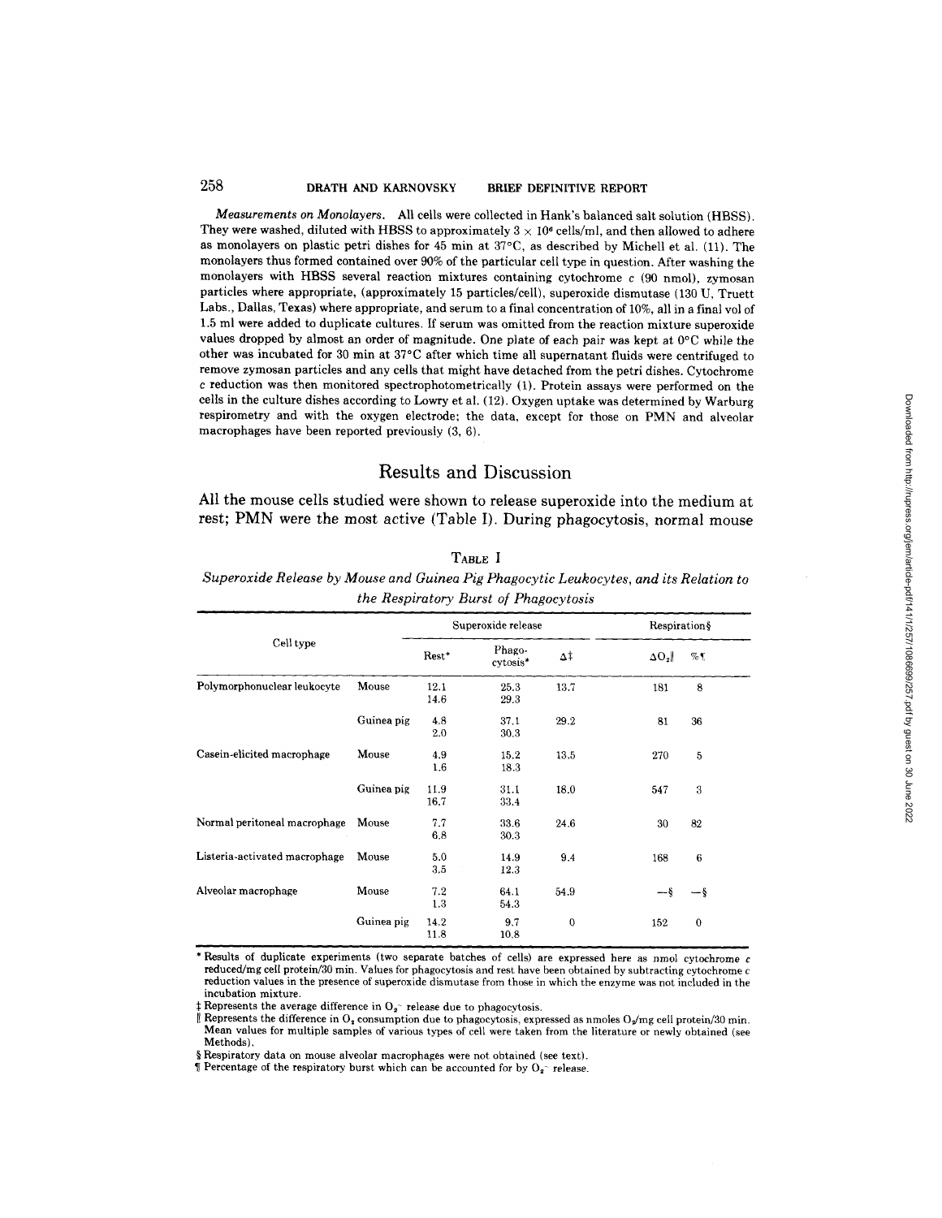*Measurements on Monolayers.* All cells were collected in Hank's balanced salt solution (HBSS). They were washed, diluted with HBSS to approximately $3 \times 10^6$ cells/ml, and then allowed to adhere as monolayers on plastic petri dishes for 45 min at 37°C, as described by Michell et al. (11). The monolayers thus formed contained over 90% of the particular cell type in question. After washing the monolayers with HBSS several reaction mixtures containing cytochrome *c* (90 nmol), zymosan particles where appropriate, (approximately 15 particles/cell), superoxide dismutase (130 U, Truett Labs., Dallas, Texas) where appropriate, and serum to a final concentration of 10%, all in a final vol of 1.5 ml were added to duplicate cultures. If serum was omitted from the reaction mixture superoxide values dropped by almost an order of magnitude. One plate of each pair was kept at 0°C while the other was incubated for 30 min at 37°C after which time all supernatant fluids were centrifuged to remove zymosan particles and any cells that might have detached from the petri dishes. Cytochrome c reduction was then monitored spectrophotometrically (1). Protein assays were performed on the cells in the culture dishes according to Lowry et al. (12). Oxygen uptake was determined by Warburg respirometry and with the oxygen electrode; the data, except for those on PMN and alveolar macrophages have been reported previously (3, 6).

## Results and Discussion

All the mouse cells studied were shown to release superoxide into the medium at rest; PMN were the most active (Table I). During phagocytosis, normal mouse

TABLE I

*Superoxide Release by Mouse and Guinea Pig Phagocytic Leukocytes, and its Relation to the Respiratory Burst of Phagocytosis*

| Cell type | | Superoxide release | | | Respiration§ | |
|---|---|---|---|---|---|---|
| | | Rest* | Phagocytosis* | Δ‡ | $\Delta O_2$‖ | %¶ |
| Polymorphonuclear leukocyte | Mouse | 12.1<br>14.6 | 25.3<br>29.3 | 13.7 | 181 | 8 |
| | Guinea pig | 4.8<br>2.0 | 37.1<br>30.3 | 29.2 | 81 | 36 |
| Casein-elicited macrophage | Mouse | 4.9<br>1.6 | 15.2<br>18.3 | 13.5 | 270 | 5 |
| | Guinea pig | 11.9<br>16.7 | 31.1<br>33.4 | 18.0 | 547 | 3 |
| Normal peritoneal macrophage | Mouse | 7.7<br>6.8 | 33.6<br>30.3 | 24.6 | 30 | 82 |
| Listeria-activated macrophage | Mouse | 5.0<br>3.5 | 14.9<br>12.3 | 9.4 | 168 | 6 |
| Alveolar macrophage | Mouse | 7.2<br>1.3 | 64.1<br>54.3 | 54.9 | —§ | —§ |
| | Guinea pig | 14.2<br>11.8 | 9.7<br>10.8 | 0 | 152 | 0 |

\* Results of duplicate experiments (two separate batches of cells) are expressed here as nmol cytochrome *c* reduced/mg cell protein/30 min. Values for phagocytosis and rest have been obtained by subtracting cytochrome c reduction values in the presence of superoxide dismutase from those in which the enzyme was not included in the incubation mixture.

‡ Represents the average difference in $O_2^-$ release due to phagocytosis.

‖ Represents the difference in $O_2$ consumption due to phagocytosis, expressed as nmoles $O_2$/mg cell protein/30 min. Mean values for multiple samples of various types of cell were taken from the literature or newly obtained (see Methods).

§ Respiratory data on mouse alveolar macrophages were not obtained (see text).

¶ Percentage of the respiratory burst which can be accounted for by $O_2^-$ release.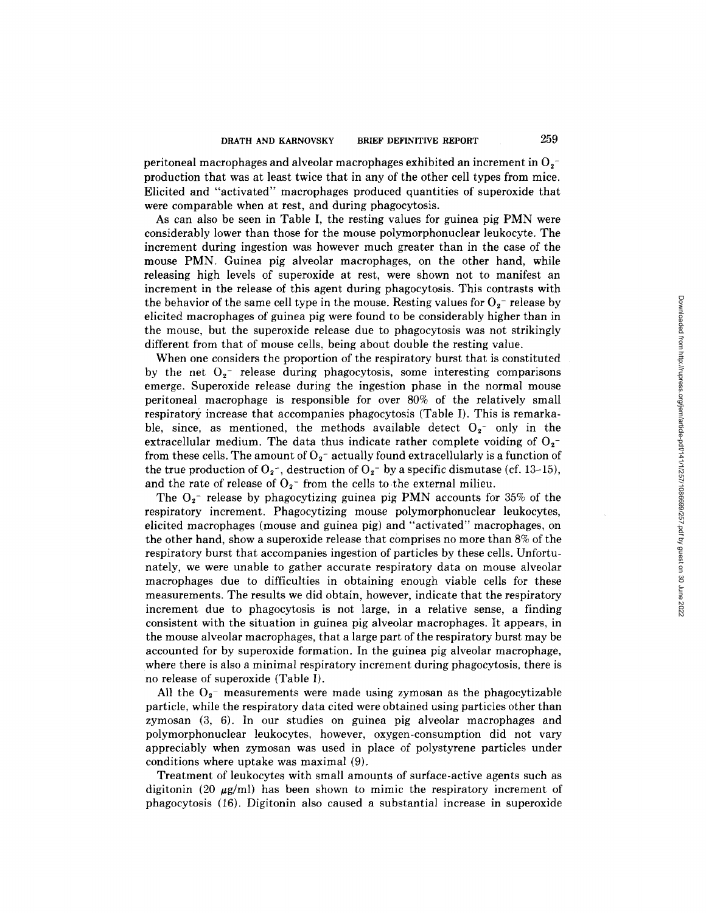peritoneal macrophages and alveolar macrophages exhibited an increment in $O_2^-$ production that was at least twice that in any of the other cell types from mice. Elicited and "activated" macrophages produced quantities of superoxide that were comparable when at rest, and during phagocytosis.

As can also be seen in Table I, the resting values for guinea pig PMN were considerably lower than those for the mouse polymorphonuclear leukocyte. The increment during ingestion was however much greater than in the case of the mouse PMN. Guinea pig alveolar macrophages, on the other hand, while releasing high levels of superoxide at rest, were shown not to manifest an increment in the release of this agent during phagocytosis. This contrasts with the behavior of the same cell type in the mouse. Resting values for $O_2^-$ release by elicited macrophages of guinea pig were found to be considerably higher than in the mouse, but the superoxide release due to phagocytosis was not strikingly different from that of mouse cells, being about double the resting value.

When one considers the proportion of the respiratory burst that is constituted by the net $O_2^-$ release during phagocytosis, some interesting comparisons emerge. Superoxide release during the ingestion phase in the normal mouse peritoneal macrophage is responsible for over 80% of the relatively small respiratory increase that accompanies phagocytosis (Table I). This is remarkable, since, as mentioned, the methods available detect $O_2^-$ only in the extracellular medium. The data thus indicate rather complete voiding of $O_2^-$ from these cells. The amount of $O_2^-$ actually found extracellularly is a function of the true production of $O_2^-$, destruction of $O_2^-$ by a specific dismutase (cf. 13–15), and the rate of release of $O_2^-$ from the cells to the external milieu.

The $O_2^-$ release by phagocytizing guinea pig PMN accounts for 35% of the respiratory increment. Phagocytizing mouse polymorphonuclear leukocytes, elicited macrophages (mouse and guinea pig) and "activated" macrophages, on the other hand, show a superoxide release that comprises no more than 8% of the respiratory burst that accompanies ingestion of particles by these cells. Unfortunately, we were unable to gather accurate respiratory data on mouse alveolar macrophages due to difficulties in obtaining enough viable cells for these measurements. The results we did obtain, however, indicate that the respiratory increment due to phagocytosis is not large, in a relative sense, a finding consistent with the situation in guinea pig alveolar macrophages. It appears, in the mouse alveolar macrophages, that a large part of the respiratory burst may be accounted for by superoxide formation. In the guinea pig alveolar macrophage, where there is also a minimal respiratory increment during phagocytosis, there is no release of superoxide (Table I).

All the $O_2^-$ measurements were made using zymosan as the phagocytizable particle, while the respiratory data cited were obtained using particles other than zymosan (3, 6). In our studies on guinea pig alveolar macrophages and polymorphonuclear leukocytes, however, oxygen-consumption did not vary appreciably when zymosan was used in place of polystyrene particles under conditions where uptake was maximal (9).

Treatment of leukocytes with small amounts of surface-active agents such as digitonin (20 $\mu$g/ml) has been shown to mimic the respiratory increment of phagocytosis (16). Digitonin also caused a substantial increase in superoxide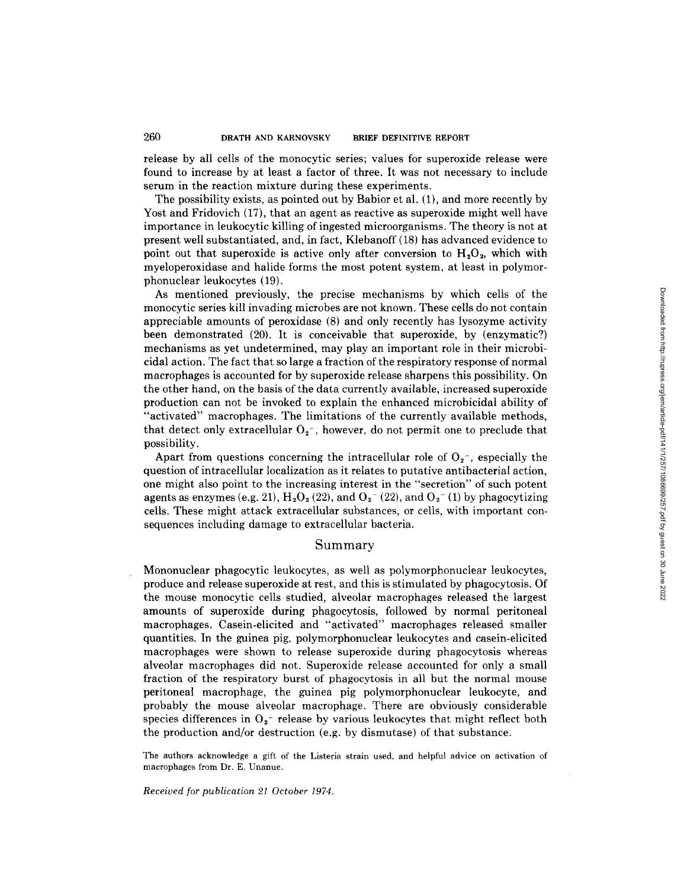release by all cells of the monocytic series; values for superoxide release were found to increase by at least a factor of three. It was not necessary to include serum in the reaction mixture during these experiments.

The possibility exists, as pointed out by Babior et al. (1), and more recently by Yost and Fridovich (17), that an agent as reactive as superoxide might well have importance in leukocytic killing of ingested microorganisms. The theory is not at present well substantiated, and, in fact, Klebanoff (18) has advanced evidence to point out that superoxide is active only after conversion to $H_2O_2$, which with myeloperoxidase and halide forms the most potent system, at least in polymorphonuclear leukocytes (19).

As mentioned previously, the precise mechanisms by which cells of the monocytic series kill invading microbes are not known. These cells do not contain appreciable amounts of peroxidase (8) and only recently has lysozyme activity been demonstrated (20). It is conceivable that superoxide, by (enzymatic?) mechanisms as yet undetermined, may play an important role in their microbicidal action. The fact that so large a fraction of the respiratory response of normal macrophages is accounted for by superoxide release sharpens this possibility. On the other hand, on the basis of the data currently available, increased superoxide production can not be invoked to explain the enhanced microbicidal ability of "activated" macrophages. The limitations of the currently available methods, that detect only extracellular $O_2^-$, however, do not permit one to preclude that possibility.

Apart from questions concerning the intracellular role of $O_2^-$, especially the question of intracellular localization as it relates to putative antibacterial action, one might also point to the increasing interest in the "secretion" of such potent agents as enzymes (e.g. 21), $H_2O_2$ (22), and $O_2^-$ (22), and $O_2^-$ (1) by phagocytizing cells. These might attack extracellular substances, or cells, with important consequences including damage to extracellular bacteria.

## Summary

Mononuclear phagocytic leukocytes, as well as polymorphonuclear leukocytes, produce and release superoxide at rest, and this is stimulated by phagocytosis. Of the mouse monocytic cells studied, alveolar macrophages released the largest amounts of superoxide during phagocytosis, followed by normal peritoneal macrophages. Casein-elicited and "activated" macrophages released smaller quantities. In the guinea pig, polymorphonuclear leukocytes and casein-elicited macrophages were shown to release superoxide during phagocytosis whereas alveolar macrophages did not. Superoxide release accounted for only a small fraction of the respiratory burst of phagocytosis in all but the normal mouse peritoneal macrophage, the guinea pig polymorphonuclear leukocyte, and probably the mouse alveolar macrophage. There are obviously considerable species differences in $O_2^-$ release by various leukocytes that might reflect both the production and/or destruction (e.g. by dismutase) of that substance.

The authors acknowledge a gift of the Listeria strain used, and helpful advice on activation of macrophages from Dr. E. Unanue.

*Received for publication 21 October 1974.*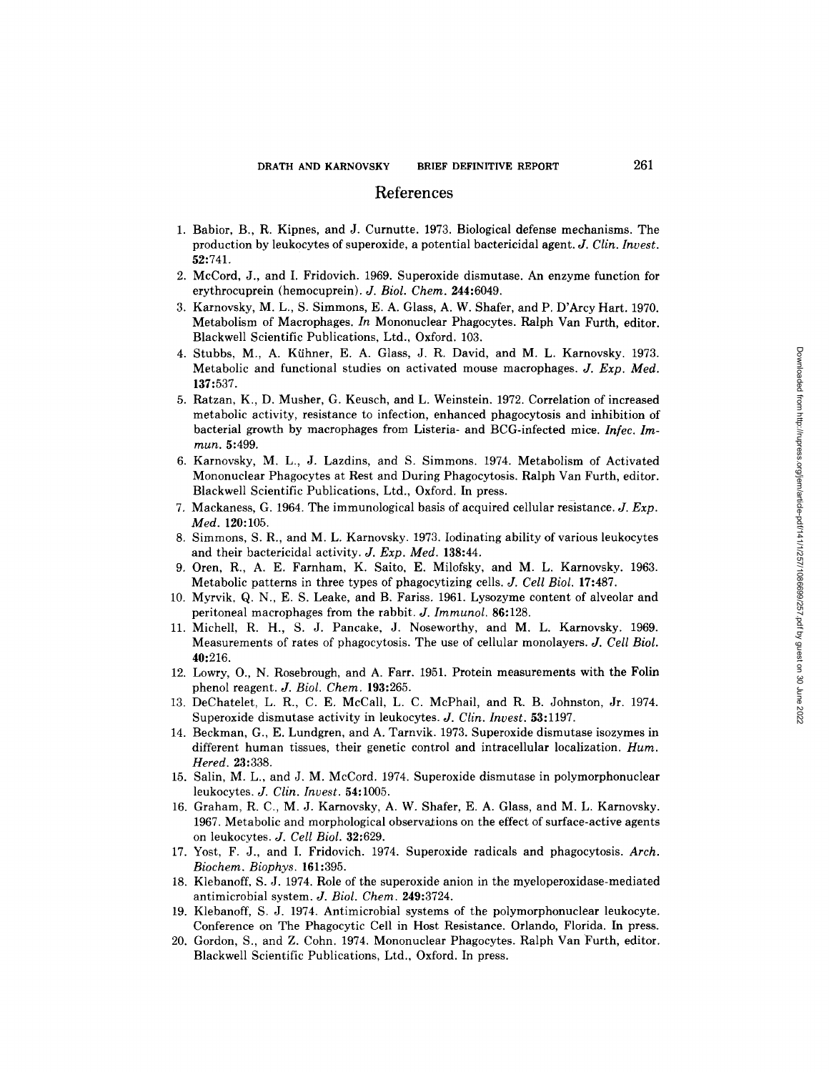## References

1. Babior, B., R. Kipnes, and J. Curnutte. 1973. Biological defense mechanisms. The production by leukocytes of superoxide, a potential bactericidal agent. *J. Clin. Invest.* **52**:741.
2. McCord, J., and I. Fridovich. 1969. Superoxide dismutase. An enzyme function for erythrocuprein (hemocuprein). *J. Biol. Chem.* **244**:6049.
3. Karnovsky, M. L., S. Simmons, E. A. Glass, A. W. Shafer, and P. D'Arcy Hart. 1970. Metabolism of Macrophages. *In* Mononuclear Phagocytes. Ralph Van Furth, editor. Blackwell Scientific Publications, Ltd., Oxford. 103.
4. Stubbs, M., A. Kühner, E. A. Glass, J. R. David, and M. L. Karnovsky. 1973. Metabolic and functional studies on activated mouse macrophages. *J. Exp. Med.* **137**:537.
5. Ratzan, K., D. Musher, G. Keusch, and L. Weinstein. 1972. Correlation of increased metabolic activity, resistance to infection, enhanced phagocytosis and inhibition of bacterial growth by macrophages from Listeria- and BCG-infected mice. *Infec. Immun.* **5**:499.
6. Karnovsky, M. L., J. Lazdins, and S. Simmons. 1974. Metabolism of Activated Mononuclear Phagocytes at Rest and During Phagocytosis. Ralph Van Furth, editor. Blackwell Scientific Publications, Ltd., Oxford. In press.
7. Mackaness, G. 1964. The immunological basis of acquired cellular resistance. *J. Exp. Med.* **120**:105.
8. Simmons, S. R., and M. L. Karnovsky. 1973. Iodinating ability of various leukocytes and their bactericidal activity. *J. Exp. Med.* **138**:44.
9. Oren, R., A. E. Farnham, K. Saito, E. Milofsky, and M. L. Karnovsky. 1963. Metabolic patterns in three types of phagocytizing cells. *J. Cell Biol.* **17**:487.
10. Myrvik, Q. N., E. S. Leake, and B. Fariss. 1961. Lysozyme content of alveolar and peritoneal macrophages from the rabbit. *J. Immunol.* **86**:128.
11. Michell, R. H., S. J. Pancake, J. Noseworthy, and M. L. Karnovsky. 1969. Measurements of rates of phagocytosis. The use of cellular monolayers. *J. Cell Biol.* **40**:216.
12. Lowry, O., N. Rosebrough, and A. Farr. 1951. Protein measurements with the Folin phenol reagent. *J. Biol. Chem.* **193**:265.
13. DeChatelet, L. R., C. E. McCall, L. C. McPhail, and R. B. Johnston, Jr. 1974. Superoxide dismutase activity in leukocytes. *J. Clin. Invest.* **53**:1197.
14. Beckman, G., E. Lundgren, and A. Tarnvik. 1973. Superoxide dismutase isozymes in different human tissues, their genetic control and intracellular localization. *Hum. Hered.* **23**:338.
15. Salin, M. L., and J. M. McCord. 1974. Superoxide dismutase in polymorphonuclear leukocytes. *J. Clin. Invest.* **54**:1005.
16. Graham, R. C., M. J. Karnovsky, A. W. Shafer, E. A. Glass, and M. L. Karnovsky. 1967. Metabolic and morphological observations on the effect of surface-active agents on leukocytes. *J. Cell Biol.* **32**:629.
17. Yost, F. J., and I. Fridovich. 1974. Superoxide radicals and phagocytosis. *Arch. Biochem. Biophys.* **161**:395.
18. Klebanoff, S. J. 1974. Role of the superoxide anion in the myeloperoxidase-mediated antimicrobial system. *J. Biol. Chem.* **249**:3724.
19. Klebanoff, S. J. 1974. Antimicrobial systems of the polymorphonuclear leukocyte. Conference on The Phagocytic Cell in Host Resistance. Orlando, Florida. In press.
20. Gordon, S., and Z. Cohn. 1974. Mononuclear Phagocytes. Ralph Van Furth, editor. Blackwell Scientific Publications, Ltd., Oxford. In press.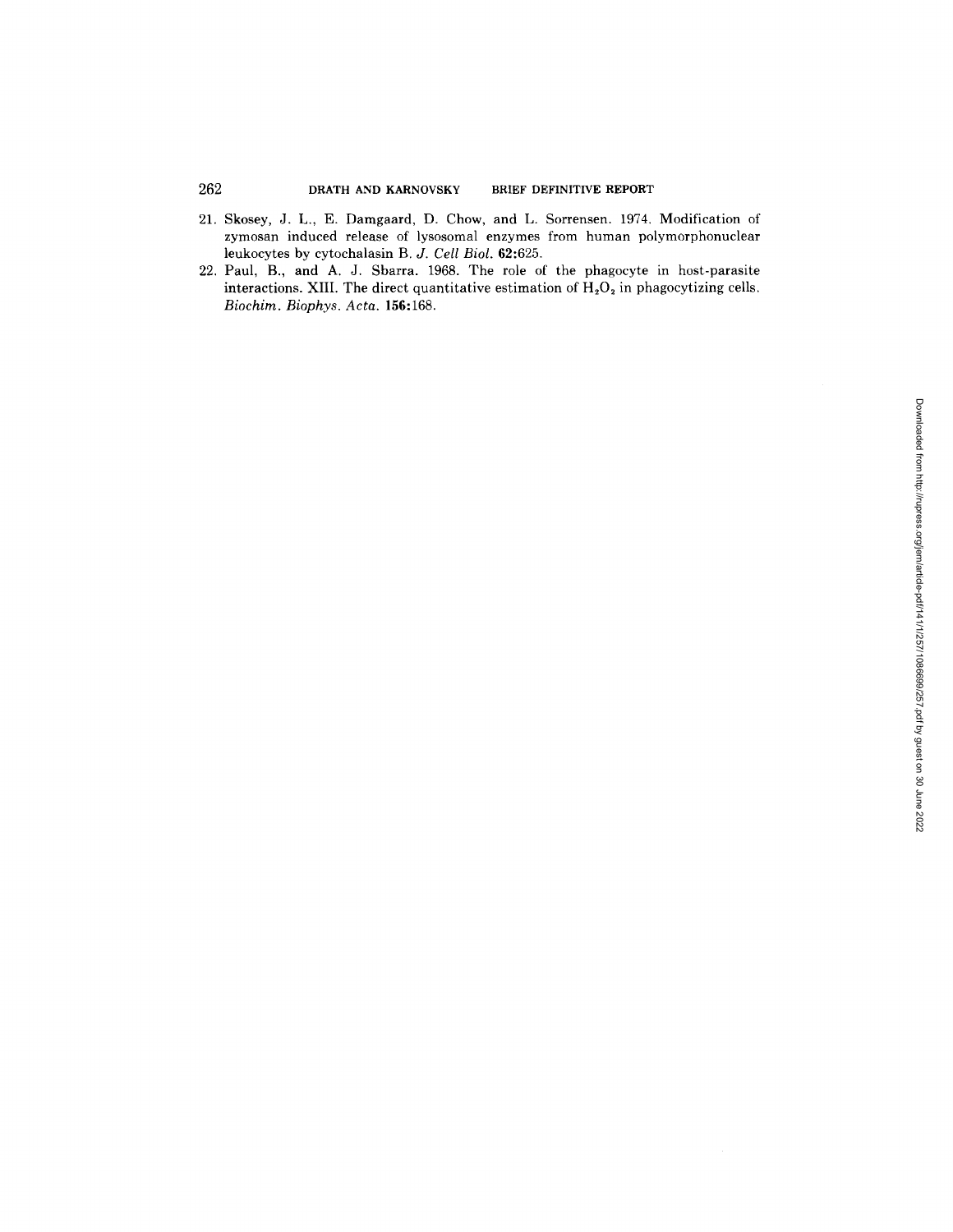21. Skosey, J. L., E. Damgaard, D. Chow, and L. Sorrensen. 1974. Modification of zymosan induced release of lysosomal enzymes from human polymorphonuclear leukocytes by cytochalasin B. *J. Cell Biol.* **62:**625.
22. Paul, B., and A. J. Sbarra. 1968. The role of the phagocyte in host-parasite interactions. XIII. The direct quantitative estimation of $H_2O_2$ in phagocytizing cells. *Biochim. Biophys. Acta.* **156:**168.